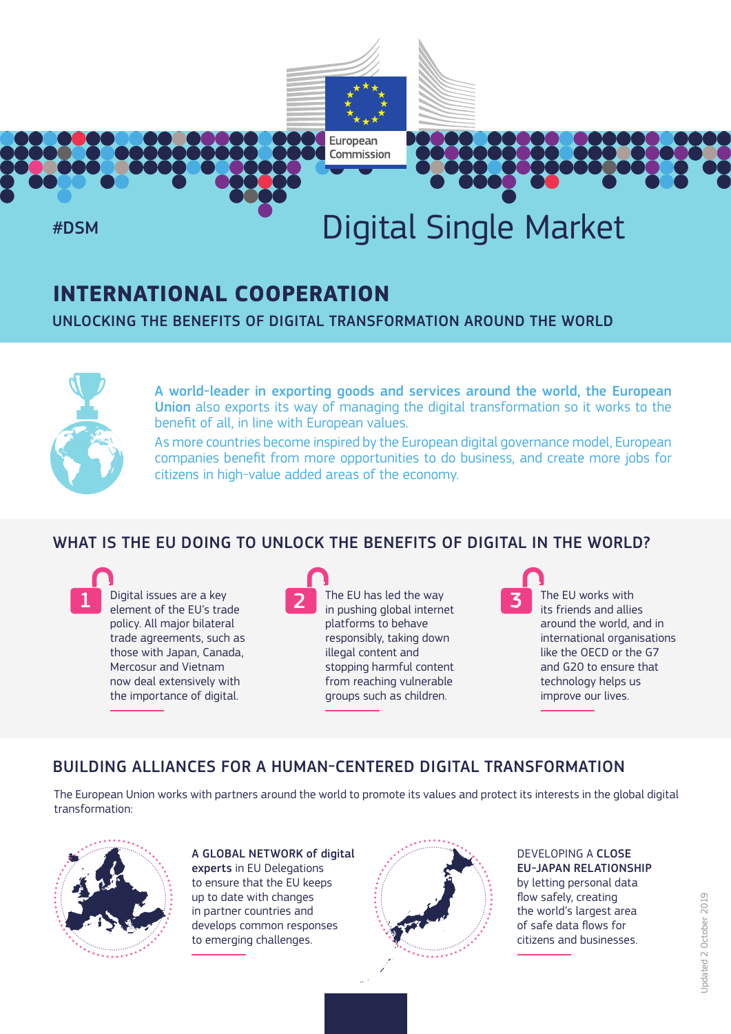European Commission

#DSM

# Digital Single Market

## INTERNATIONAL COOPERATION

UNLOCKING THE BENEFITS OF DIGITAL TRANSFORMATION AROUND THE WORLD

**A world-leader in exporting goods and services around the world, the European Union** also exports its way of managing the digital transformation so it works to the benefit of all, in line with European values.

As more countries become inspired by the European digital governance model, European companies benefit from more opportunities to do business, and create more jobs for citizens in high-value added areas of the economy.

## WHAT IS THE EU DOING TO UNLOCK THE BENEFITS OF DIGITAL IN THE WORLD?

1. Digital issues are a key element of the EU's trade policy. All major bilateral trade agreements, such as those with Japan, Canada, Mercosur and Vietnam now deal extensively with the importance of digital.

2. The EU has led the way in pushing global internet platforms to behave responsibly, taking down illegal content and stopping harmful content from reaching vulnerable groups such as children.

3. The EU works with its friends and allies around the world, and in international organisations like the OECD or the G7 and G20 to ensure that technology helps us improve our lives.

## BUILDING ALLIANCES FOR A HUMAN-CENTERED DIGITAL TRANSFORMATION

The European Union works with partners around the world to promote its values and protect its interests in the global digital transformation:

**A GLOBAL NETWORK of digital experts** in EU Delegations to ensure that the EU keeps up to date with changes in partner countries and develops common responses to emerging challenges.

DEVELOPING A **CLOSE EU-JAPAN RELATIONSHIP** by letting personal data flow safely, creating the world's largest area of safe data flows for citizens and businesses.

Updated 2 October 2019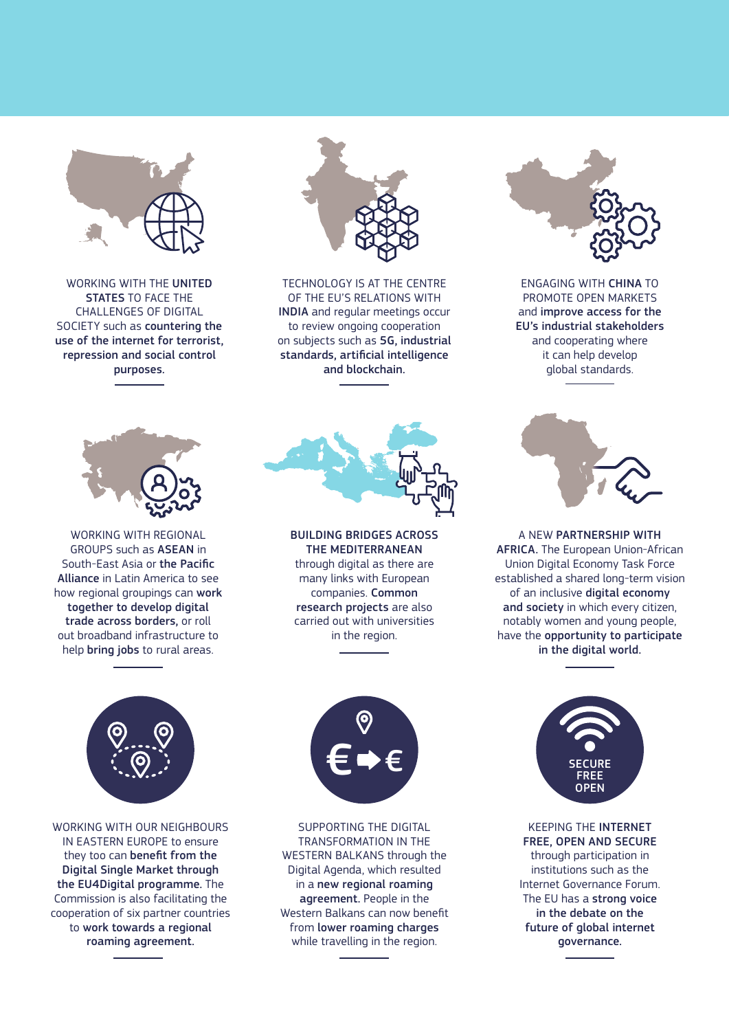WORKING WITH THE **UNITED STATES** TO FACE THE CHALLENGES OF DIGITAL SOCIETY such as **countering the use of the internet for terrorist, repression and social control purposes.**

TECHNOLOGY IS AT THE CENTRE OF THE EU'S RELATIONS WITH **INDIA** and regular meetings occur to review ongoing cooperation on subjects such as **5G, industrial standards, artificial intelligence and blockchain.**

ENGAGING WITH **CHINA** TO PROMOTE OPEN MARKETS and **improve access for the EU's industrial stakeholders** and cooperating where it can help develop global standards.

WORKING WITH REGIONAL GROUPS such as **ASEAN** in South-East Asia or **the Pacific Alliance** in Latin America to see how regional groupings can **work together to develop digital trade across borders,** or roll out broadband infrastructure to help **bring jobs** to rural areas.

**BUILDING BRIDGES ACROSS THE MEDITERRANEAN** through digital as there are many links with European companies. **Common research projects** are also carried out with universities in the region.

A NEW **PARTNERSHIP WITH AFRICA.** The European Union-African Union Digital Economy Task Force established a shared long-term vision of an inclusive **digital economy and society** in which every citizen, notably women and young people, have the **opportunity to participate in the digital world.**

WORKING WITH OUR NEIGHBOURS IN EASTERN EUROPE to ensure they too can **benefit from the Digital Single Market through the EU4Digital programme.** The Commission is also facilitating the cooperation of six partner countries to **work towards a regional roaming agreement.**

SUPPORTING THE DIGITAL TRANSFORMATION IN THE WESTERN BALKANS through the Digital Agenda, which resulted in a **new regional roaming agreement.** People in the Western Balkans can now benefit from **lower roaming charges** while travelling in the region.

SECURE
FREE
OPEN

KEEPING THE **INTERNET FREE, OPEN AND SECURE** through participation in institutions such as the Internet Governance Forum. The EU has a **strong voice in the debate on the future of global internet governance.**